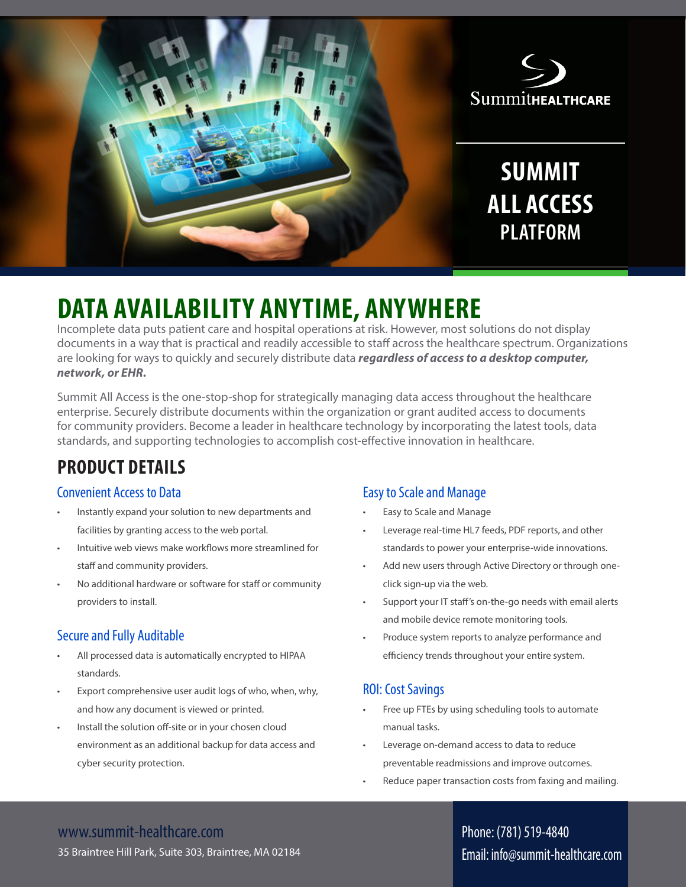SummitHEALTHCARE

# SUMMIT ALL ACCESS PLATFORM

## DATA AVAILABILITY ANYTIME, ANYWHERE

Incomplete data puts patient care and hospital operations at risk. However, most solutions do not display documents in a way that is practical and readily accessible to staff across the healthcare spectrum. Organizations are looking for ways to quickly and securely distribute data ***regardless of access to a desktop computer, network, or EHR.***

Summit All Access is the one-stop-shop for strategically managing data access throughout the healthcare enterprise. Securely distribute documents within the organization or grant audited access to documents for community providers. Become a leader in healthcare technology by incorporating the latest tools, data standards, and supporting technologies to accomplish cost-effective innovation in healthcare.

## PRODUCT DETAILS

### Convenient Access to Data

- Instantly expand your solution to new departments and facilities by granting access to the web portal.
- Intuitive web views make workflows more streamlined for staff and community providers.
- No additional hardware or software for staff or community providers to install.

### Secure and Fully Auditable

- All processed data is automatically encrypted to HIPAA standards.
- Export comprehensive user audit logs of who, when, why, and how any document is viewed or printed.
- Install the solution off-site or in your chosen cloud environment as an additional backup for data access and cyber security protection.

### Easy to Scale and Manage

- Easy to Scale and Manage
- Leverage real-time HL7 feeds, PDF reports, and other standards to power your enterprise-wide innovations.
- Add new users through Active Directory or through one-click sign-up via the web.
- Support your IT staff's on-the-go needs with email alerts and mobile device remote monitoring tools.
- Produce system reports to analyze performance and efficiency trends throughout your entire system.

### ROI: Cost Savings

- Free up FTEs by using scheduling tools to automate manual tasks.
- Leverage on-demand access to data to reduce preventable readmissions and improve outcomes.
- Reduce paper transaction costs from faxing and mailing.

www.summit-healthcare.com
35 Braintree Hill Park, Suite 303, Braintree, MA 02184

Phone: (781) 519-4840
Email: info@summit-healthcare.com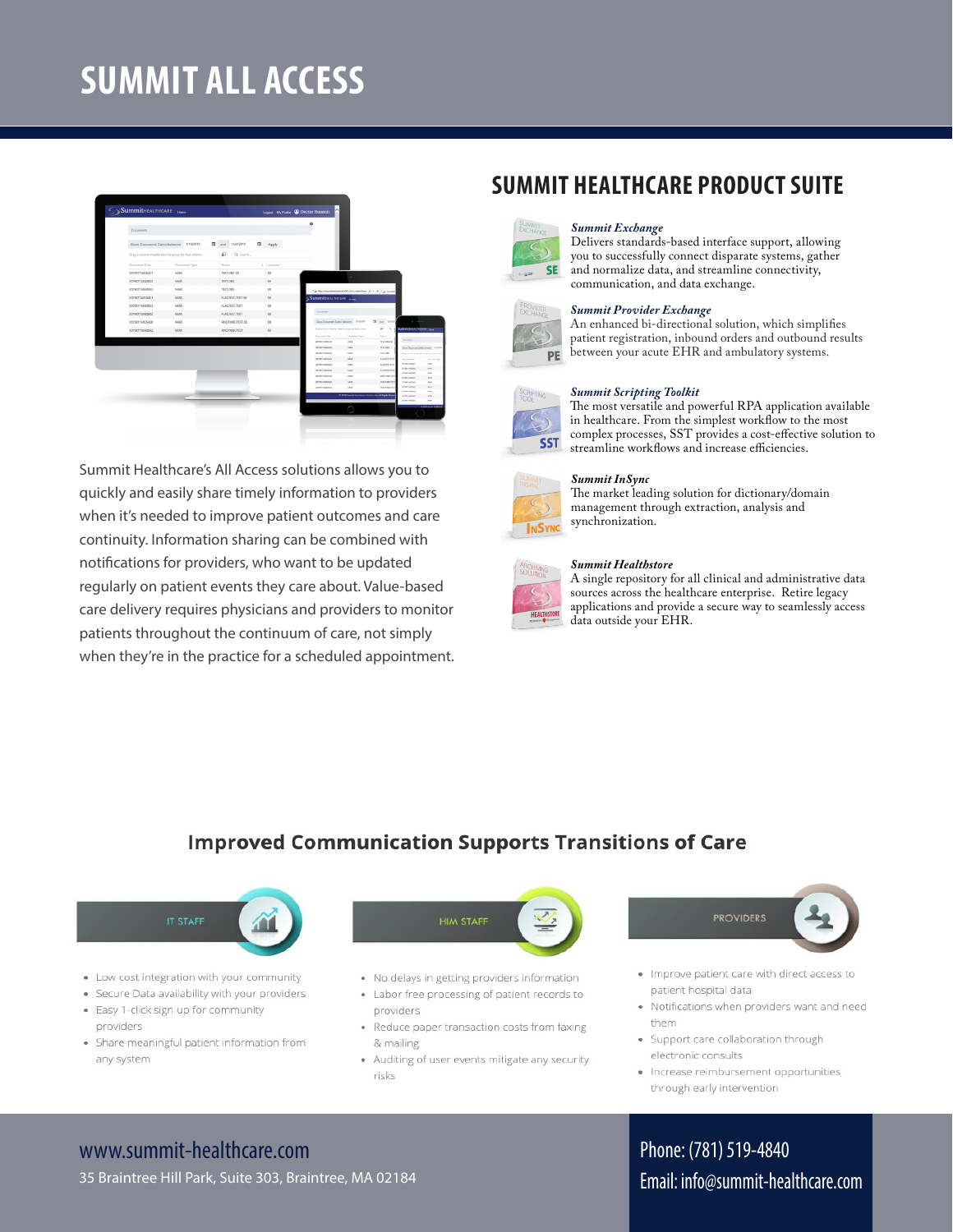# SUMMIT ALL ACCESS

Summit Healthcare's All Access solutions allows you to quickly and easily share timely information to providers when it's needed to improve patient outcomes and care continuity. Information sharing can be combined with notifications for providers, who want to be updated regularly on patient events they care about. Value-based care delivery requires physicians and providers to monitor patients throughout the continuum of care, not simply when they're in the practice for a scheduled appointment.

## SUMMIT HEALTHCARE PRODUCT SUITE

***Summit Exchange***
Delivers standards-based interface support, allowing you to successfully connect disparate systems, gather and normalize data, and streamline connectivity, communication, and data exchange.

***Summit Provider Exchange***
An enhanced bi-directional solution, which simplifies patient registration, inbound orders and outbound results between your acute EHR and ambulatory systems.

***Summit Scripting Toolkit***
The most versatile and powerful RPA application available in healthcare. From the simplest workflow to the most complex processes, SST provides a cost-effective solution to streamline workflows and increase efficiencies.

***Summit InSync***
The market leading solution for dictionary/domain management through extraction, analysis and synchronization.

***Summit Healthstore***
A single repository for all clinical and administrative data sources across the healthcare enterprise. Retire legacy applications and provide a secure way to seamlessly access data outside your EHR.

## Improved Communication Supports Transitions of Care

### IT STAFF

- Low cost integration with your community
- Secure Data availability with your providers
- Easy 1-click sign up for community providers
- Share meaningful patient information from any system

### HIM STAFF

- No delays in getting providers information
- Labor free processing of patient records to providers
- Reduce paper transaction costs from faxing & mailing
- Auditing of user events mitigate any security risks

### PROVIDERS

- Improve patient care with direct access to patient hospital data
- Notifications when providers want and need them
- Support care collaboration through electronic consults
- Increase reimbursement opportunities through early intervention

www.summit-healthcare.com
35 Braintree Hill Park, Suite 303, Braintree, MA 02184

Phone: (781) 519-4840
Email: info@summit-healthcare.com